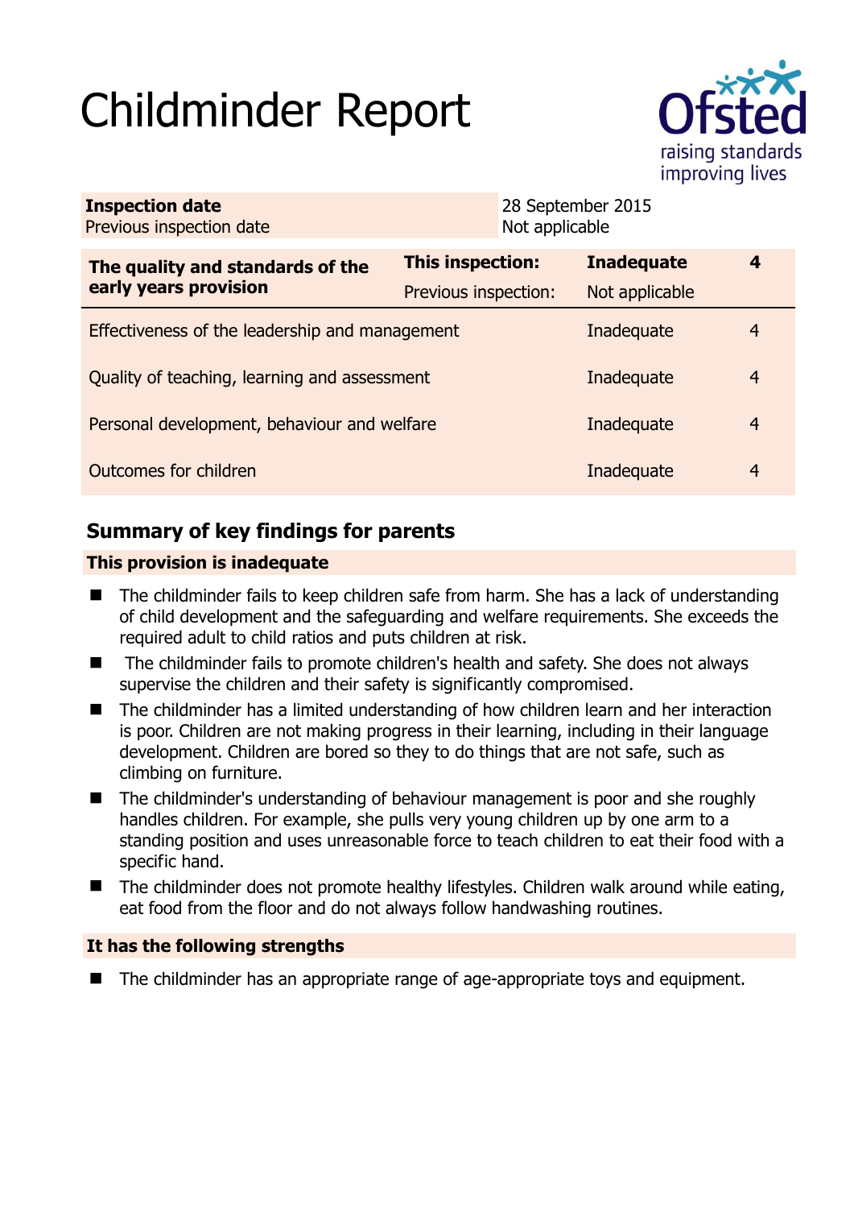# Childminder Report

Ofsted
raising standards
improving lives

| **Inspection date** | 28 September 2015 |
|---|---|
| Previous inspection date | Not applicable |

| **The quality and standards of the early years provision** | **This inspection:** | **Inadequate** | **4** |
|---|---|---|---|
| | Previous inspection: | Not applicable | |
| Effectiveness of the leadership and management | | Inadequate | 4 |
| Quality of teaching, learning and assessment | | Inadequate | 4 |
| Personal development, behaviour and welfare | | Inadequate | 4 |
| Outcomes for children | | Inadequate | 4 |

## Summary of key findings for parents

### This provision is inadequate

- The childminder fails to keep children safe from harm. She has a lack of understanding of child development and the safeguarding and welfare requirements. She exceeds the required adult to child ratios and puts children at risk.
- The childminder fails to promote children's health and safety. She does not always supervise the children and their safety is significantly compromised.
- The childminder has a limited understanding of how children learn and her interaction is poor. Children are not making progress in their learning, including in their language development. Children are bored so they to do things that are not safe, such as climbing on furniture.
- The childminder's understanding of behaviour management is poor and she roughly handles children. For example, she pulls very young children up by one arm to a standing position and uses unreasonable force to teach children to eat their food with a specific hand.
- The childminder does not promote healthy lifestyles. Children walk around while eating, eat food from the floor and do not always follow handwashing routines.

### It has the following strengths

- The childminder has an appropriate range of age-appropriate toys and equipment.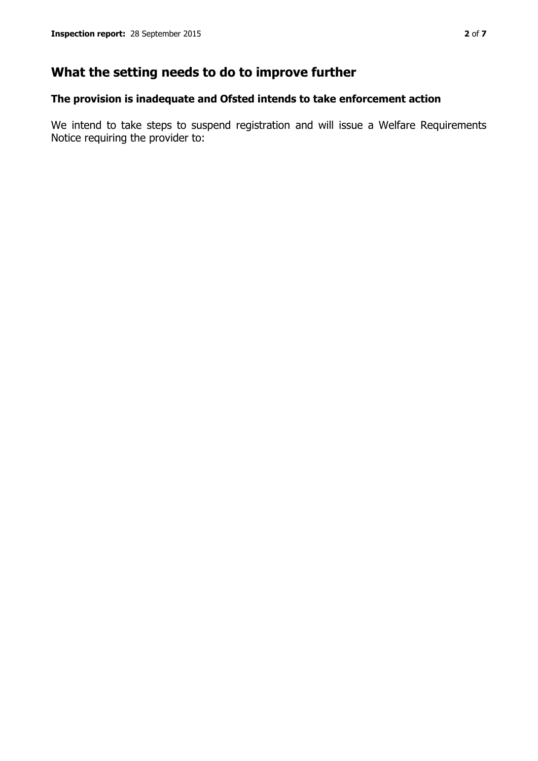## What the setting needs to do to improve further

### The provision is inadequate and Ofsted intends to take enforcement action

We intend to take steps to suspend registration and will issue a Welfare Requirements Notice requiring the provider to: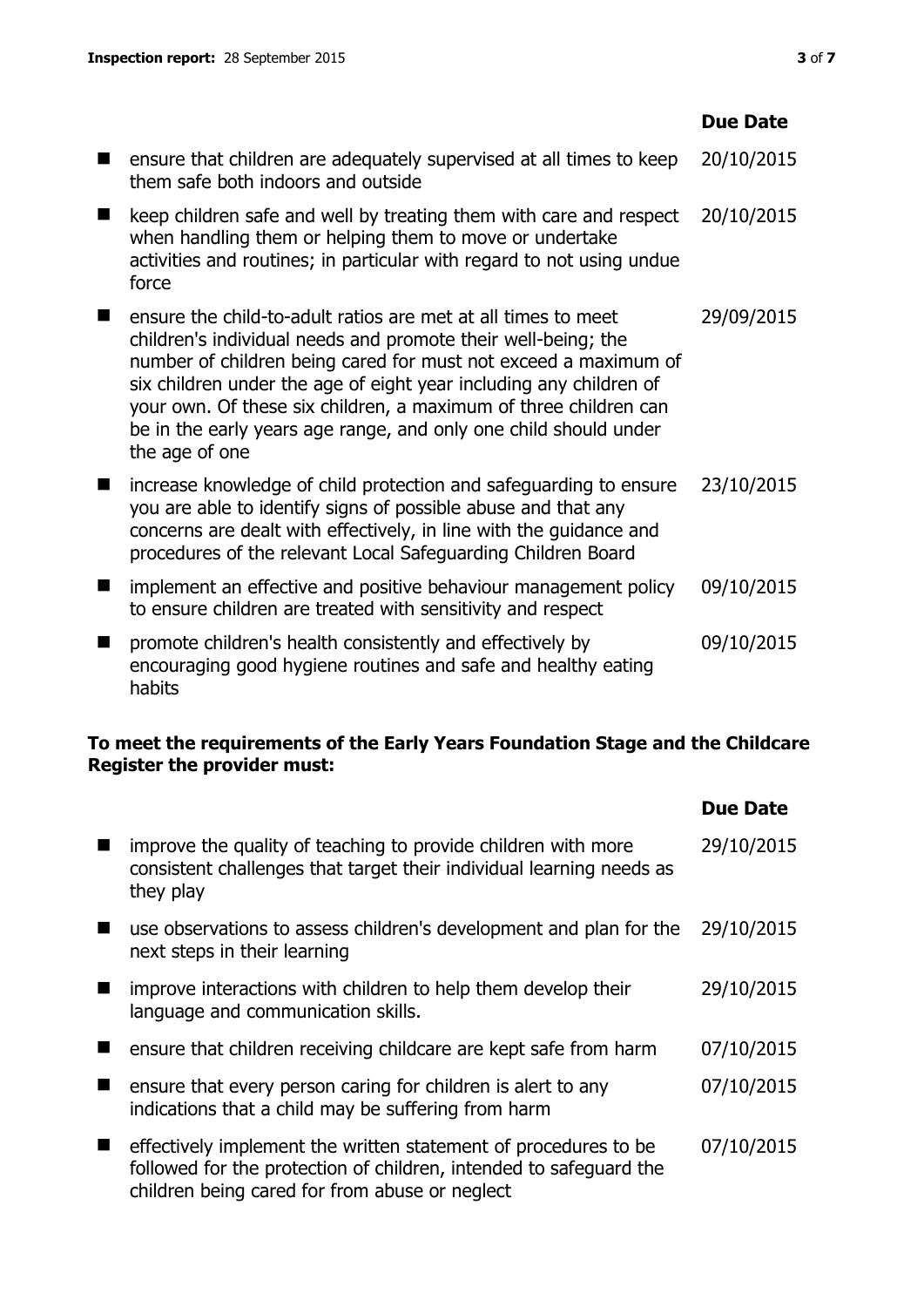| | Due Date |
|---|---|
| ensure that children are adequately supervised at all times to keep them safe both indoors and outside | 20/10/2015 |
| keep children safe and well by treating them with care and respect when handling them or helping them to move or undertake activities and routines; in particular with regard to not using undue force | 20/10/2015 |
| ensure the child-to-adult ratios are met at all times to meet children's individual needs and promote their well-being; the number of children being cared for must not exceed a maximum of six children under the age of eight year including any children of your own. Of these six children, a maximum of three children can be in the early years age range, and only one child should under the age of one | 29/09/2015 |
| increase knowledge of child protection and safeguarding to ensure you are able to identify signs of possible abuse and that any concerns are dealt with effectively, in line with the guidance and procedures of the relevant Local Safeguarding Children Board | 23/10/2015 |
| implement an effective and positive behaviour management policy to ensure children are treated with sensitivity and respect | 09/10/2015 |
| promote children's health consistently and effectively by encouraging good hygiene routines and safe and healthy eating habits | 09/10/2015 |

**To meet the requirements of the Early Years Foundation Stage and the Childcare Register the provider must:**

| | Due Date |
|---|---|
| improve the quality of teaching to provide children with more consistent challenges that target their individual learning needs as they play | 29/10/2015 |
| use observations to assess children's development and plan for the next steps in their learning | 29/10/2015 |
| improve interactions with children to help them develop their language and communication skills. | 29/10/2015 |
| ensure that children receiving childcare are kept safe from harm | 07/10/2015 |
| ensure that every person caring for children is alert to any indications that a child may be suffering from harm | 07/10/2015 |
| effectively implement the written statement of procedures to be followed for the protection of children, intended to safeguard the children being cared for from abuse or neglect | 07/10/2015 |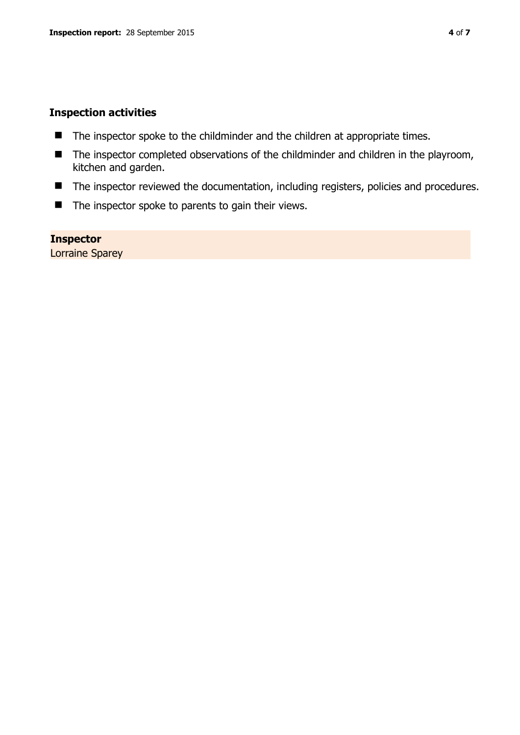## Inspection activities

- The inspector spoke to the childminder and the children at appropriate times.
- The inspector completed observations of the childminder and children in the playroom, kitchen and garden.
- The inspector reviewed the documentation, including registers, policies and procedures.
- The inspector spoke to parents to gain their views.

**Inspector**
Lorraine Sparey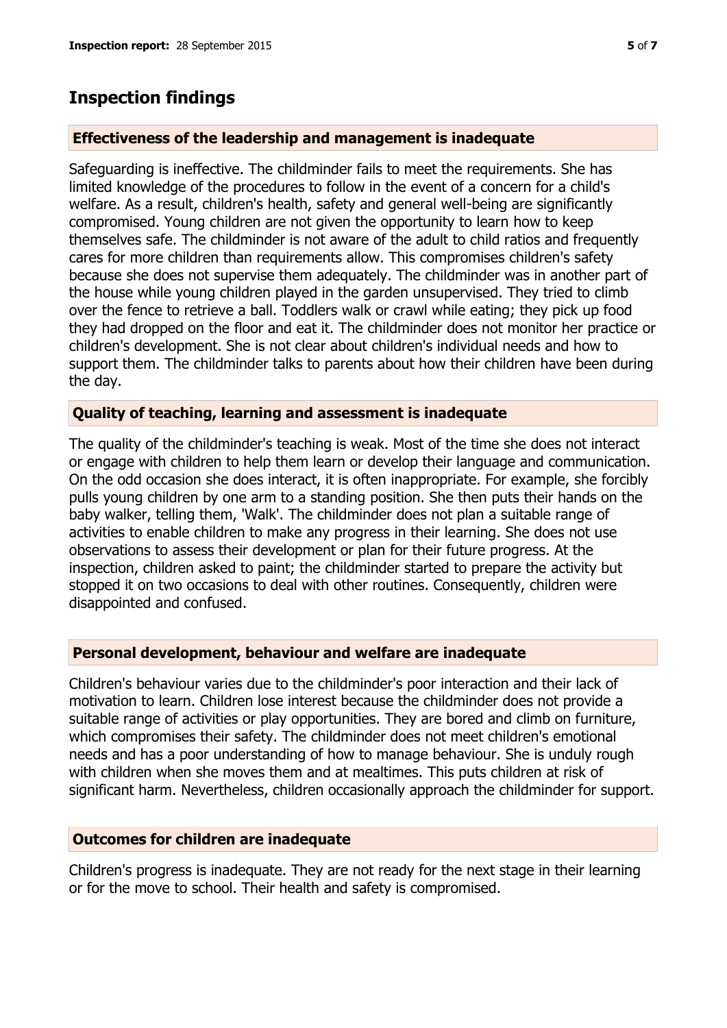## Inspection findings

### Effectiveness of the leadership and management is inadequate

Safeguarding is ineffective. The childminder fails to meet the requirements. She has limited knowledge of the procedures to follow in the event of a concern for a child's welfare. As a result, children's health, safety and general well-being are significantly compromised. Young children are not given the opportunity to learn how to keep themselves safe. The childminder is not aware of the adult to child ratios and frequently cares for more children than requirements allow. This compromises children's safety because she does not supervise them adequately. The childminder was in another part of the house while young children played in the garden unsupervised. They tried to climb over the fence to retrieve a ball. Toddlers walk or crawl while eating; they pick up food they had dropped on the floor and eat it. The childminder does not monitor her practice or children's development. She is not clear about children's individual needs and how to support them. The childminder talks to parents about how their children have been during the day.

### Quality of teaching, learning and assessment is inadequate

The quality of the childminder's teaching is weak. Most of the time she does not interact or engage with children to help them learn or develop their language and communication. On the odd occasion she does interact, it is often inappropriate. For example, she forcibly pulls young children by one arm to a standing position. She then puts their hands on the baby walker, telling them, 'Walk'. The childminder does not plan a suitable range of activities to enable children to make any progress in their learning. She does not use observations to assess their development or plan for their future progress. At the inspection, children asked to paint; the childminder started to prepare the activity but stopped it on two occasions to deal with other routines. Consequently, children were disappointed and confused.

### Personal development, behaviour and welfare are inadequate

Children's behaviour varies due to the childminder's poor interaction and their lack of motivation to learn. Children lose interest because the childminder does not provide a suitable range of activities or play opportunities. They are bored and climb on furniture, which compromises their safety. The childminder does not meet children's emotional needs and has a poor understanding of how to manage behaviour. She is unduly rough with children when she moves them and at mealtimes. This puts children at risk of significant harm. Nevertheless, children occasionally approach the childminder for support.

### Outcomes for children are inadequate

Children's progress is inadequate. They are not ready for the next stage in their learning or for the move to school. Their health and safety is compromised.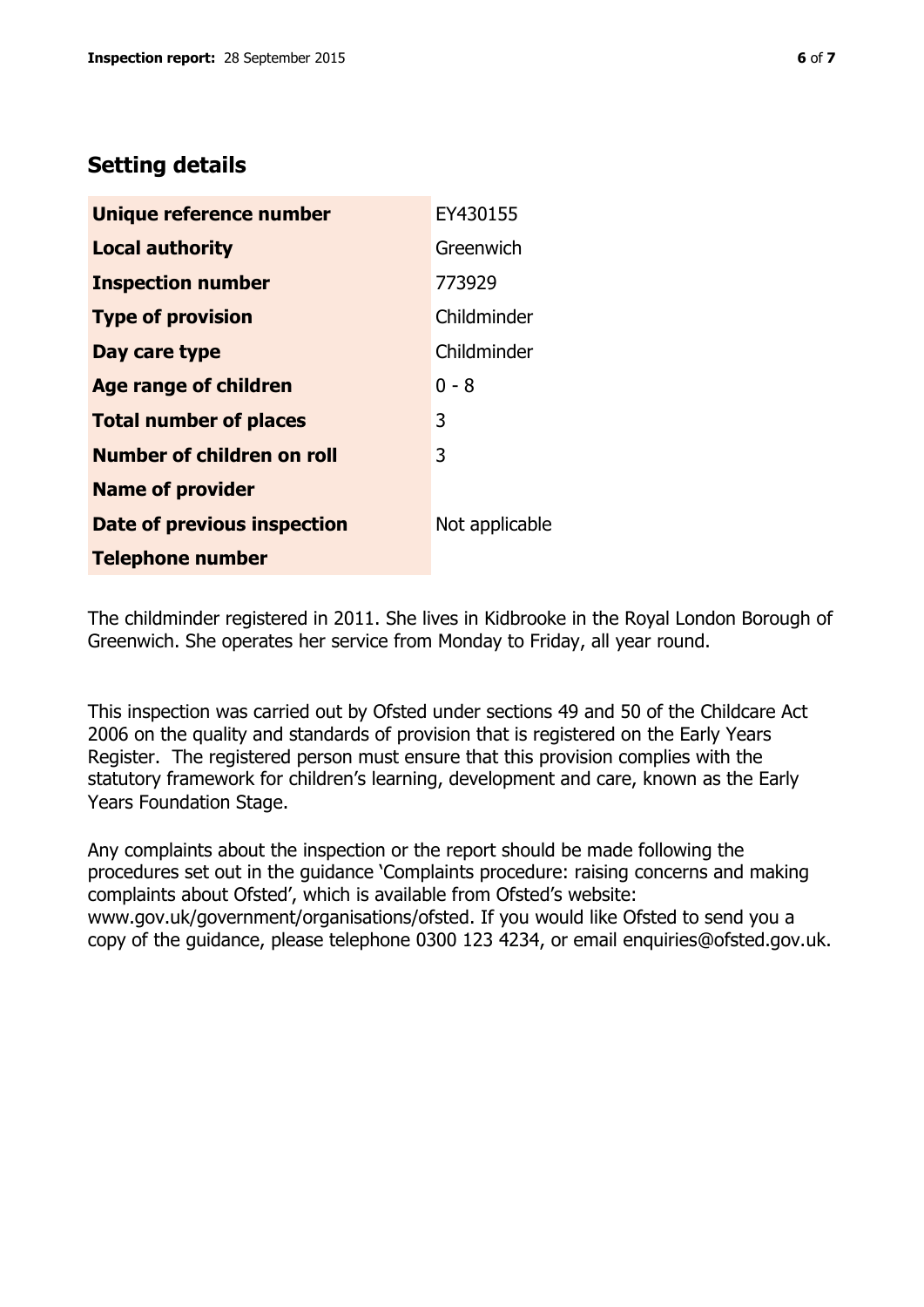## Setting details

| | |
|---|---|
| **Unique reference number** | EY430155 |
| **Local authority** | Greenwich |
| **Inspection number** | 773929 |
| **Type of provision** | Childminder |
| **Day care type** | Childminder |
| **Age range of children** | 0 - 8 |
| **Total number of places** | 3 |
| **Number of children on roll** | 3 |
| **Name of provider** | |
| **Date of previous inspection** | Not applicable |
| **Telephone number** | |

The childminder registered in 2011. She lives in Kidbrooke in the Royal London Borough of Greenwich. She operates her service from Monday to Friday, all year round.

This inspection was carried out by Ofsted under sections 49 and 50 of the Childcare Act 2006 on the quality and standards of provision that is registered on the Early Years Register. The registered person must ensure that this provision complies with the statutory framework for children's learning, development and care, known as the Early Years Foundation Stage.

Any complaints about the inspection or the report should be made following the procedures set out in the guidance 'Complaints procedure: raising concerns and making complaints about Ofsted', which is available from Ofsted's website: www.gov.uk/government/organisations/ofsted. If you would like Ofsted to send you a copy of the guidance, please telephone 0300 123 4234, or email enquiries@ofsted.gov.uk.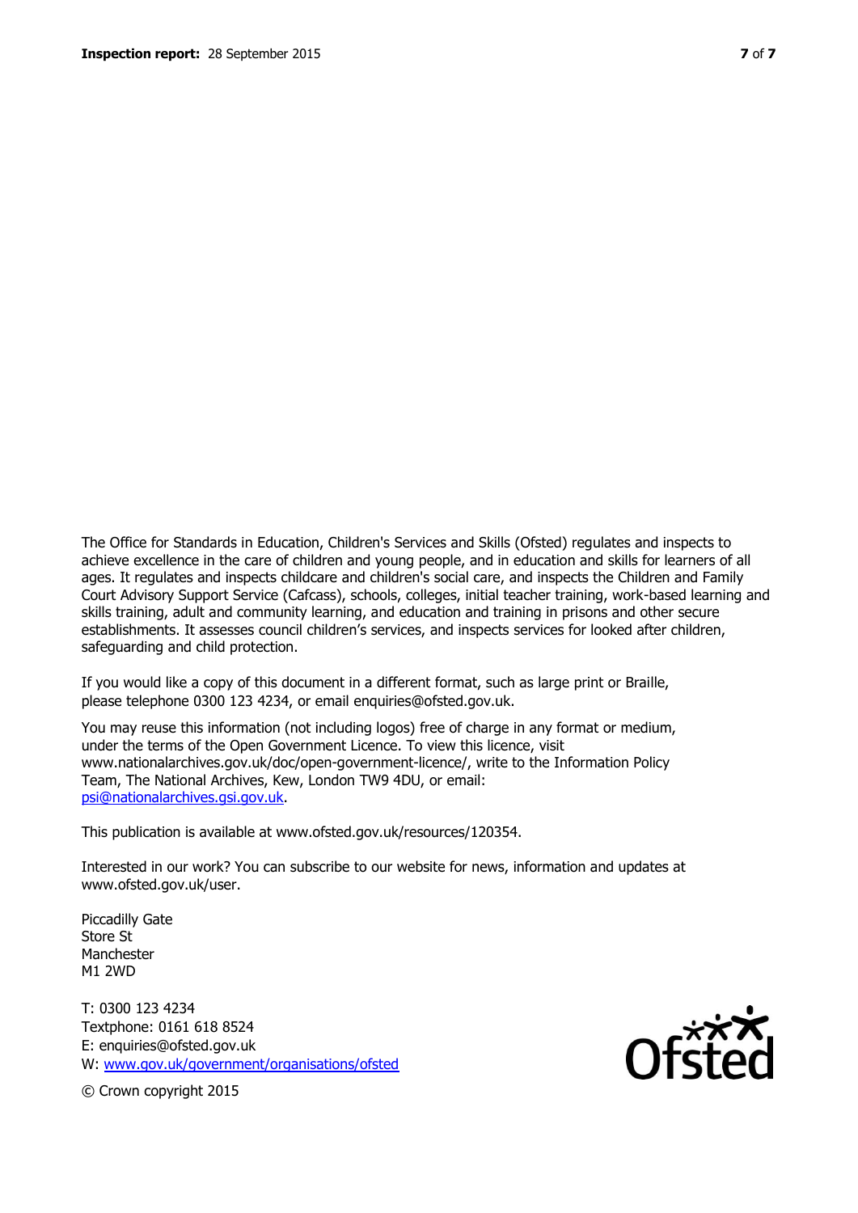The Office for Standards in Education, Children's Services and Skills (Ofsted) regulates and inspects to achieve excellence in the care of children and young people, and in education and skills for learners of all ages. It regulates and inspects childcare and children's social care, and inspects the Children and Family Court Advisory Support Service (Cafcass), schools, colleges, initial teacher training, work-based learning and skills training, adult and community learning, and education and training in prisons and other secure establishments. It assesses council children's services, and inspects services for looked after children, safeguarding and child protection.

If you would like a copy of this document in a different format, such as large print or Braille, please telephone 0300 123 4234, or email enquiries@ofsted.gov.uk.

You may reuse this information (not including logos) free of charge in any format or medium, under the terms of the Open Government Licence. To view this licence, visit www.nationalarchives.gov.uk/doc/open-government-licence/, write to the Information Policy Team, The National Archives, Kew, London TW9 4DU, or email: psi@nationalarchives.gsi.gov.uk.

This publication is available at www.ofsted.gov.uk/resources/120354.

Interested in our work? You can subscribe to our website for news, information and updates at www.ofsted.gov.uk/user.

Piccadilly Gate
Store St
Manchester
M1 2WD

T: 0300 123 4234
Textphone: 0161 618 8524
E: enquiries@ofsted.gov.uk
W: www.gov.uk/government/organisations/ofsted

© Crown copyright 2015